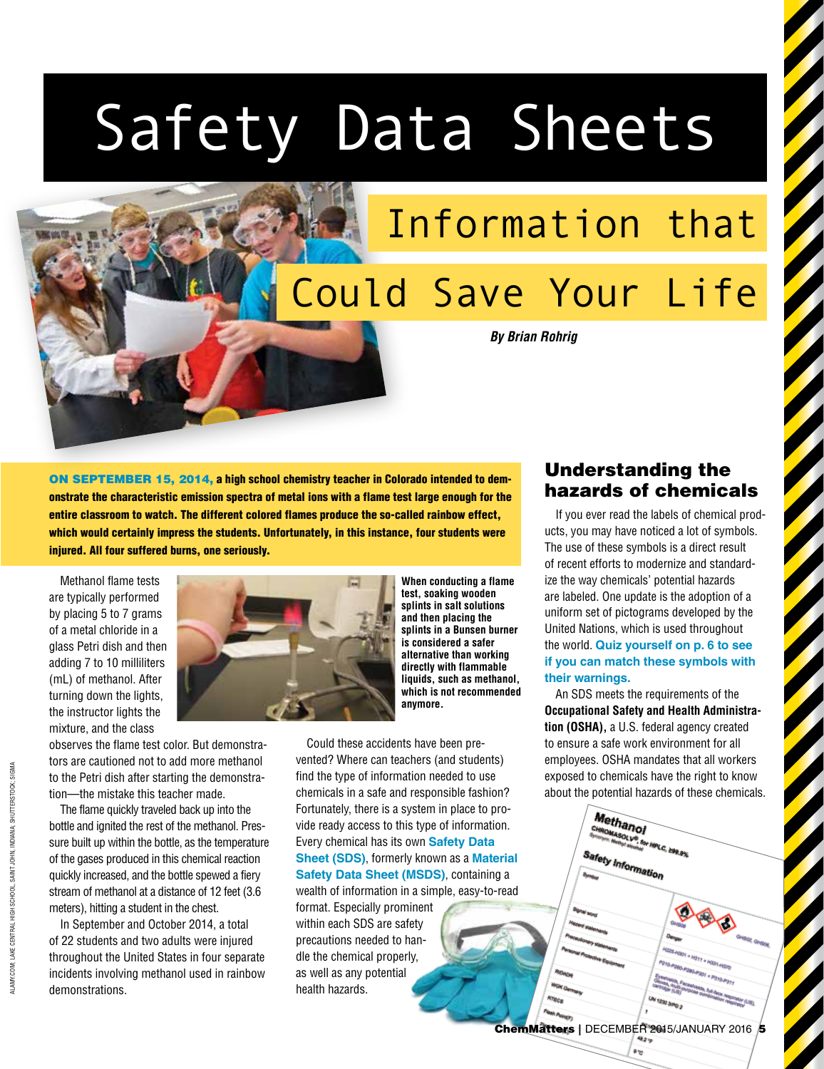# Safety Data Sheets

## Information that Could Save Your Life

***By Brian Rohrig***

**ON SEPTEMBER 15, 2014, a high school chemistry teacher in Colorado intended to demonstrate the characteristic emission spectra of metal ions with a flame test large enough for the entire classroom to watch. The different colored flames produce the so-called rainbow effect, which would certainly impress the students. Unfortunately, in this instance, four students were injured. All four suffered burns, one seriously.**

Methanol flame tests are typically performed by placing 5 to 7 grams of a metal chloride in a glass Petri dish and then adding 7 to 10 milliliters (mL) of methanol. After turning down the lights, the instructor lights the mixture, and the class observes the flame test color. But demonstrators are cautioned not to add more methanol to the Petri dish after starting the demonstration—the mistake this teacher made.

The flame quickly traveled back up into the bottle and ignited the rest of the methanol. Pressure built up within the bottle, as the temperature of the gases produced in this chemical reaction quickly increased, and the bottle spewed a fiery stream of methanol at a distance of 12 feet (3.6 meters), hitting a student in the chest.

In September and October 2014, a total of 22 students and two adults were injured throughout the United States in four separate incidents involving methanol used in rainbow demonstrations.

**When conducting a flame test, soaking wooden splints in salt solutions and then placing the splints in a Bunsen burner is considered a safer alternative than working directly with flammable liquids, such as methanol, which is not recommended anymore.**

Could these accidents have been prevented? Where can teachers (and students) find the type of information needed to use chemicals in a safe and responsible fashion? Fortunately, there is a system in place to provide ready access to this type of information. Every chemical has its own **Safety Data Sheet (SDS)**, formerly known as a **Material Safety Data Sheet (MSDS)**, containing a wealth of information in a simple, easy-to-read format. Especially prominent within each SDS are safety precautions needed to handle the chemical properly, as well as any potential health hazards.

## Understanding the hazards of chemicals

If you ever read the labels of chemical products, you may have noticed a lot of symbols. The use of these symbols is a direct result of recent efforts to modernize and standardize the way chemicals' potential hazards are labeled. One update is the adoption of a uniform set of pictograms developed by the United Nations, which is used throughout the world. **Quiz yourself on p. 6 to see if you can match these symbols with their warnings.**

An SDS meets the requirements of the **Occupational Safety and Health Administration (OSHA),** a U.S. federal agency created to ensure a safe work environment for all employees. OSHA mandates that all workers exposed to chemicals have the right to know about the potential hazards of these chemicals.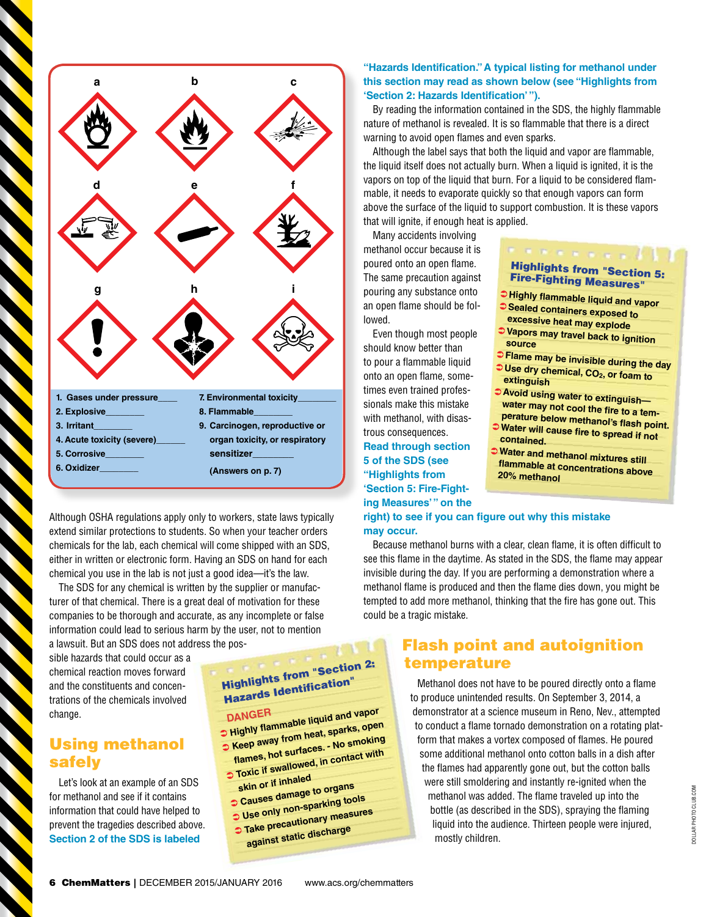a b c

d e f

g h i

1. Gases under pressure____
2. Explosive________
3. Irritant________
4. Acute toxicity (severe)______
5. Corrosive________
6. Oxidizer________
7. Environmental toxicity________
8. Flammable________
9. Carcinogen, reproductive or organ toxicity, or respiratory sensitizer________

(Answers on p. 7)

Although OSHA regulations apply only to workers, state laws typically extend similar protections to students. So when your teacher orders chemicals for the lab, each chemical will come shipped with an SDS, either in written or electronic form. Having an SDS on hand for each chemical you use in the lab is not just a good idea—it's the law.

The SDS for any chemical is written by the supplier or manufacturer of that chemical. There is a great deal of motivation for these companies to be thorough and accurate, as any incomplete or false information could lead to serious harm by the user, not to mention a lawsuit. But an SDS does not address the possible hazards that could occur as a chemical reaction moves forward and the constituents and concentrations of the chemicals involved change.

## Using methanol safely

Let's look at an example of an SDS for methanol and see if it contains information that could have helped to prevent the tragedies described above. **Section 2 of the SDS is labeled "Hazards Identification." A typical listing for methanol under this section may read as shown below (see "Highlights from 'Section 2: Hazards Identification'").**

**Highlights from "Section 2: Hazards Identification"**

DANGER

- Highly flammable liquid and vapor
- Keep away from heat, sparks, open flames, hot surfaces. - No smoking
- Toxic if swallowed, in contact with skin or if inhaled
- Causes damage to organs
- Use only non-sparking tools
- Take precautionary measures against static discharge

By reading the information contained in the SDS, the highly flammable nature of methanol is revealed. It is so flammable that there is a direct warning to avoid open flames and even sparks.

Although the label says that both the liquid and vapor are flammable, the liquid itself does not actually burn. When a liquid is ignited, it is the vapors on top of the liquid that burn. For a liquid to be considered flammable, it needs to evaporate quickly so that enough vapors can form above the surface of the liquid to support combustion. It is these vapors that will ignite, if enough heat is applied.

Many accidents involving methanol occur because it is poured onto an open flame. The same precaution against pouring any substance onto an open flame should be followed.

Even though most people should know better than to pour a flammable liquid onto an open flame, sometimes even trained professionals make this mistake with methanol, with disastrous consequences. **Read through section 5 of the SDS (see "Highlights from 'Section 5: Fire-Fighting Measures'" on the right) to see if you can figure out why this mistake may occur.**

**Highlights from "Section 5: Fire-Fighting Measures"**

- Highly flammable liquid and vapor
- Sealed containers exposed to excessive heat may explode
- Vapors may travel back to ignition source
- Flame may be invisible during the day
- Use dry chemical, $CO_2$, or foam to extinguish
- Avoid using water to extinguish—water may not cool the fire to a temperature below methanol's flash point.
- Water will cause fire to spread if not contained.
- Water and methanol mixtures still flammable at concentrations above 20% methanol

Because methanol burns with a clear, clean flame, it is often difficult to see this flame in the daytime. As stated in the SDS, the flame may appear invisible during the day. If you are performing a demonstration where a methanol flame is produced and then the flame dies down, you might be tempted to add more methanol, thinking that the fire has gone out. This could be a tragic mistake.

## Flash point and autoignition temperature

Methanol does not have to be poured directly onto a flame to produce unintended results. On September 3, 2014, a demonstrator at a science museum in Reno, Nev., attempted to conduct a flame tornado demonstration on a rotating platform that makes a vortex composed of flames. He poured some additional methanol onto cotton balls in a dish after the flames had apparently gone out, but the cotton balls were still smoldering and instantly re-ignited when the methanol was added. The flame traveled up into the bottle (as described in the SDS), spraying the flaming liquid into the audience. Thirteen people were injured, mostly children.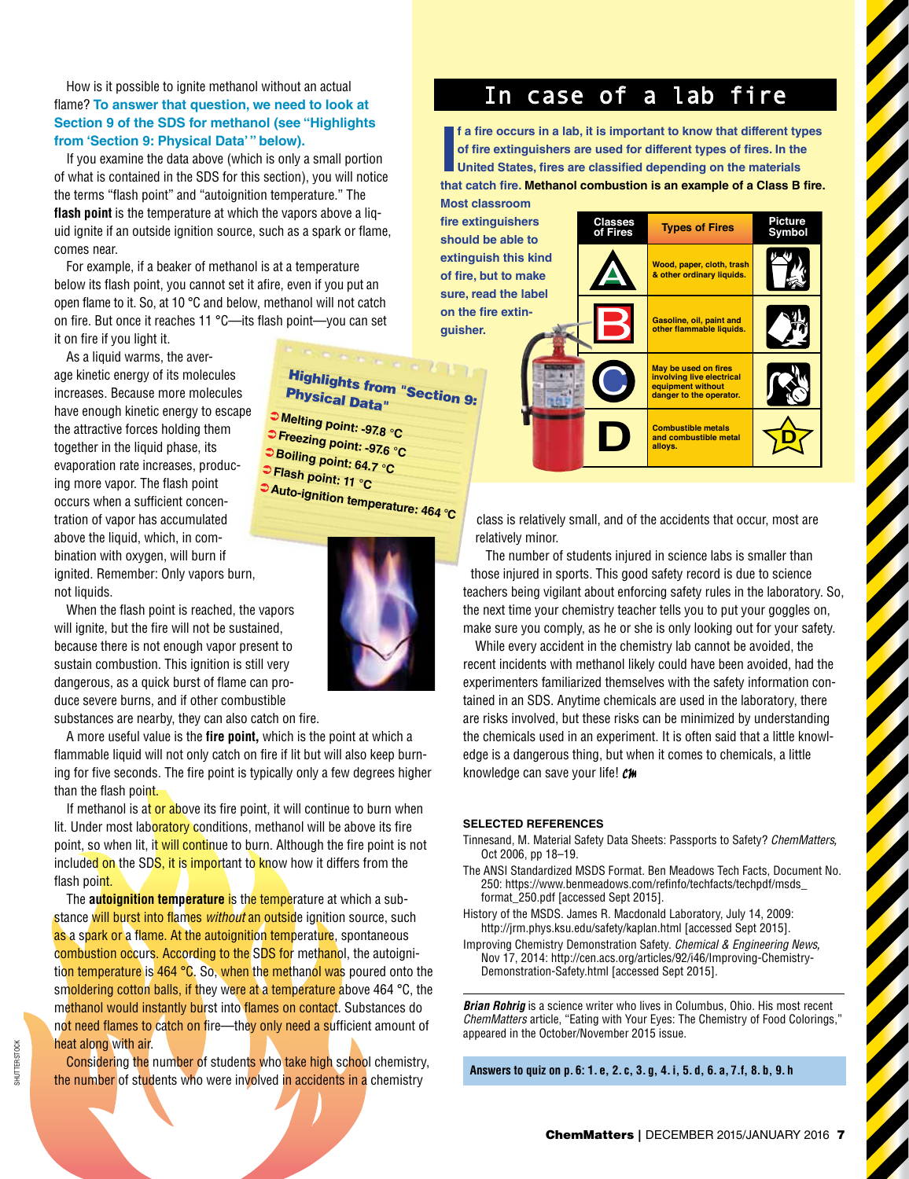How is it possible to ignite methanol without an actual flame? **To answer that question, we need to look at Section 9 of the SDS for methanol (see "Highlights from 'Section 9: Physical Data'" below).**

If you examine the data above (which is only a small portion of what is contained in the SDS for this section), you will notice the terms "flash point" and "autoignition temperature." The **flash point** is the temperature at which the vapors above a liquid ignite if an outside ignition source, such as a spark or flame, comes near.

For example, if a beaker of methanol is at a temperature below its flash point, you cannot set it afire, even if you put an open flame to it. So, at 10 °C and below, methanol will not catch on fire. But once it reaches 11 °C—its flash point—you can set it on fire if you light it.

As a liquid warms, the average kinetic energy of its molecules increases. Because more molecules have enough kinetic energy to escape the attractive forces holding them together in the liquid phase, its evaporation rate increases, producing more vapor. The flash point occurs when a sufficient concentration of vapor has accumulated above the liquid, which, in combination with oxygen, will burn if ignited. Remember: Only vapors burn, not liquids.

### Highlights from "Section 9: Physical Data"

- Melting point: -97.8 °C
- Freezing point: -97.6 °C
- Boiling point: 64.7 °C
- Flash point: 11 °C
- Auto-ignition temperature: 464 °C

When the flash point is reached, the vapors will ignite, but the fire will not be sustained, because there is not enough vapor present to sustain combustion. This ignition is still very dangerous, as a quick burst of flame can produce severe burns, and if other combustible substances are nearby, they can also catch on fire.

A more useful value is the **fire point,** which is the point at which a flammable liquid will not only catch on fire if lit but will also keep burning for five seconds. The fire point is typically only a few degrees higher than the flash point.

If methanol is at or above its fire point, it will continue to burn when lit. Under most laboratory conditions, methanol will be above its fire point, so when lit, it will continue to burn. Although the fire point is not included on the SDS, it is important to know how it differs from the flash point.

The **autoignition temperature** is the temperature at which a substance will burst into flames *without* an outside ignition source, such as a spark or a flame. At the autoignition temperature, spontaneous combustion occurs. According to the SDS for methanol, the autoignition temperature is 464 °C. So, when the methanol was poured onto the smoldering cotton balls, if they were at a temperature above 464 °C, the methanol would instantly burst into flames on contact. Substances do not need flames to catch on fire—they only need a sufficient amount of heat along with air.

Considering the number of students who take high school chemistry, the number of students who were involved in accidents in a chemistry class is relatively small, and of the accidents that occur, most are relatively minor.

The number of students injured in science labs is smaller than those injured in sports. This good safety record is due to science teachers being vigilant about enforcing safety rules in the laboratory. So, the next time your chemistry teacher tells you to put your goggles on, make sure you comply, as he or she is only looking out for your safety.

While every accident in the chemistry lab cannot be avoided, the recent incidents with methanol likely could have been avoided, had the experimenters familiarized themselves with the safety information contained in an SDS. Anytime chemicals are used in the laboratory, there are risks involved, but these risks can be minimized by understanding the chemicals used in an experiment. It is often said that a little knowledge is a dangerous thing, but when it comes to chemicals, a little knowledge can save your life!

## In case of a lab fire

**If a fire occurs in a lab, it is important to know that different types of fire extinguishers are used for different types of fires. In the United States, fires are classified depending on the materials that catch fire. Methanol combustion is an example of a Class B fire. Most classroom fire extinguishers should be able to extinguish this kind of fire, but to make sure, read the label on the fire extinguisher.**

| Classes of Fires | Types of Fires | Picture Symbol |
|---|---|---|
| A | Wood, paper, cloth, trash & other ordinary liquids. | |
| B | Gasoline, oil, paint and other flammable liquids. | |
| C | May be used on fires involving live electrical equipment without danger to the operator. | |
| D | Combustible metals and combustible metal alloys. | D |

### SELECTED REFERENCES

Tinnesand, M. Material Safety Data Sheets: Passports to Safety? *ChemMatters,* Oct 2006, pp 18–19.

The ANSI Standardized MSDS Format. Ben Meadows Tech Facts, Document No. 250: https://www.benmeadows.com/refinfo/techfacts/techpdf/msds_format_250.pdf [accessed Sept 2015].

History of the MSDS. James R. Macdonald Laboratory, July 14, 2009: http://jrm.phys.ksu.edu/safety/kaplan.html [accessed Sept 2015].

Improving Chemistry Demonstration Safety. *Chemical & Engineering News,* Nov 17, 2014: http://cen.acs.org/articles/92/i46/Improving-Chemistry-Demonstration-Safety.html [accessed Sept 2015].

***Brian Rohrig*** is a science writer who lives in Columbus, Ohio. His most recent *ChemMatters* article, "Eating with Your Eyes: The Chemistry of Food Colorings," appeared in the October/November 2015 issue.

**Answers to quiz on p. 6: 1. e, 2. c, 3. g, 4. i, 5. d, 6. a, 7. f, 8. b, 9. h**